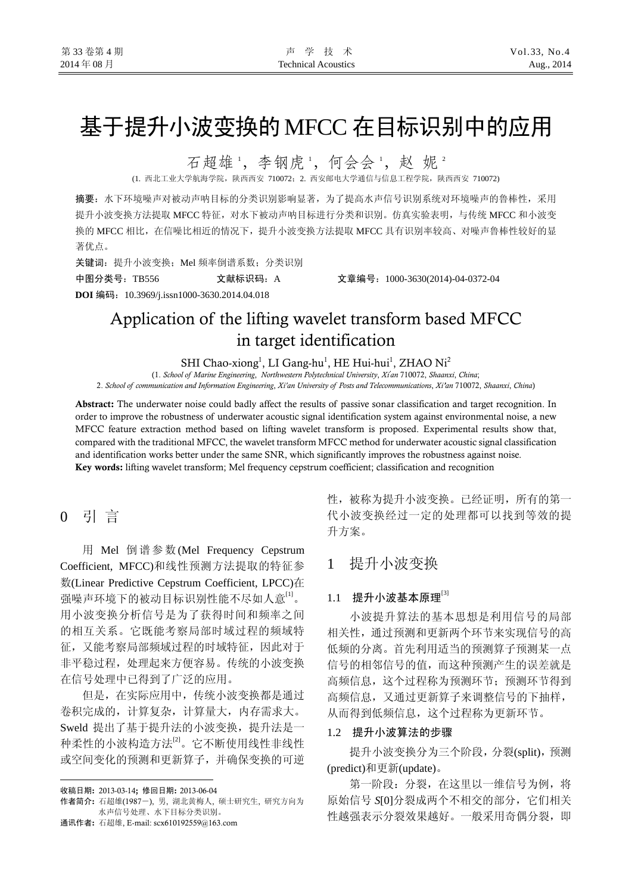# 基于提升小波变换的MFCC在目标识别中的应用

石超雄[1]，李钢虎[1]，何会会[1]，赵 妮[2]

(1. 西北工业大学航海学院，陕西西安 710072；2. 西安邮电大学通信与信息工程学院，陕西西安 710072)

**摘要：**水下环境噪声对被动声呐目标的分类识别影响显著，为了提高水声信号识别系统对环境噪声的鲁棒性，采用提升小波变换方法提取 MFCC 特征，对水下被动声呐目标进行分类和识别。仿真实验表明，与传统 MFCC 和小波变换的 MFCC 相比，在信噪比相近的情况下，提升小波变换方法提取 MFCC 具有识别率较高、对噪声鲁棒性较好的显著优点。

**关键词：**提升小波变换；Mel 频率倒谱系数；分类识别

**中图分类号：**TB556　　　**文献标识码：**A　　　**文章编号：**1000-3630(2014)-04-0372-04

**DOI 编码：**10.3969/j.issn1000-3630.2014.04.018

# Application of the lifting wavelet transform based MFCC in target identification

SHI Chao-xiong[1], LI Gang-hu[1], HE Hui-hui[1], ZHAO Ni[2]

(1. *School of Marine Engineering*, *Northwestern Polytechnical University*, *Xi'an* 710072, *Shaanxi*, *China*;
2. *School of communication and Information Engineering*, *Xi'an University of Posts and Telecommunications*, *Xi'an* 710072, *Shaanxi*, *China*)

**Abstract:** The underwater noise could badly affect the results of passive sonar classification and target recognition. In order to improve the robustness of underwater acoustic signal identification system against environmental noise, a new MFCC feature extraction method based on lifting wavelet transform is proposed. Experimental results show that, compared with the traditional MFCC, the wavelet transform MFCC method for underwater acoustic signal classification and identification works better under the same SNR, which significantly improves the robustness against noise.

**Key words:** lifting wavelet transform; Mel frequency cepstrum coefficient; classification and recognition

## 0 引 言

用 Mel 倒谱参数(Mel Frequency Cepstrum Coefficient, MFCC)和线性预测方法提取的特征参数(Linear Predictive Cepstrum Coefficient, LPCC)在强噪声环境下的被动目标识别性能不尽如人意[1]。用小波变换分析信号是为了获得时间和频率之间的相互关系。它既能考察局部时域过程的频域特征，又能考察局部频域过程的时域特征，因此对于非平稳过程，处理起来方便容易。传统的小波变换在信号处理中已得到了广泛的应用。

但是，在实际应用中，传统小波变换都是通过卷积完成的，计算复杂，计算量大，内存需求大。Sweld 提出了基于提升法的小波变换，提升法是一种柔性的小波构造方法[2]。它不断使用线性非线性或空间变化的预测和更新算子，并确保变换的可逆性，被称为提升小波变换。已经证明，所有的第一代小波变换经过一定的处理都可以找到等效的提升方案。

## 1 提升小波变换

### 1.1 提升小波基本原理[3]

小波提升算法的基本思想是利用信号的局部相关性，通过预测和更新两个环节来实现信号的高低频的分离。首先利用适当的预测算子预测某一点信号的相邻信号的值，而这种预测产生的误差就是高频信息，这个过程称为预测环节；预测环节得到高频信息，又通过更新算子来调整信号的下抽样，从而得到低频信息，这个过程称为更新环节。

### 1.2 提升小波算法的步骤

提升小波变换分为三个阶段，分裂(split)，预测(predict)和更新(update)。

第一阶段：分裂，在这里以一维信号为例，将原始信号 $S[0]$分裂成两个不相交的部分，它们相关性越强表示分裂效果越好。一般采用奇偶分裂，即

---

**收稿日期：**2013-03-14；**修回日期：**2013-06-04

**作者简介：**石超雄(1987－), 男, 湖北黄梅人, 硕士研究生, 研究方向为水声信号处理、水下目标分类识别。

**通讯作者：**石超雄, E-mail: scx610192559@163.com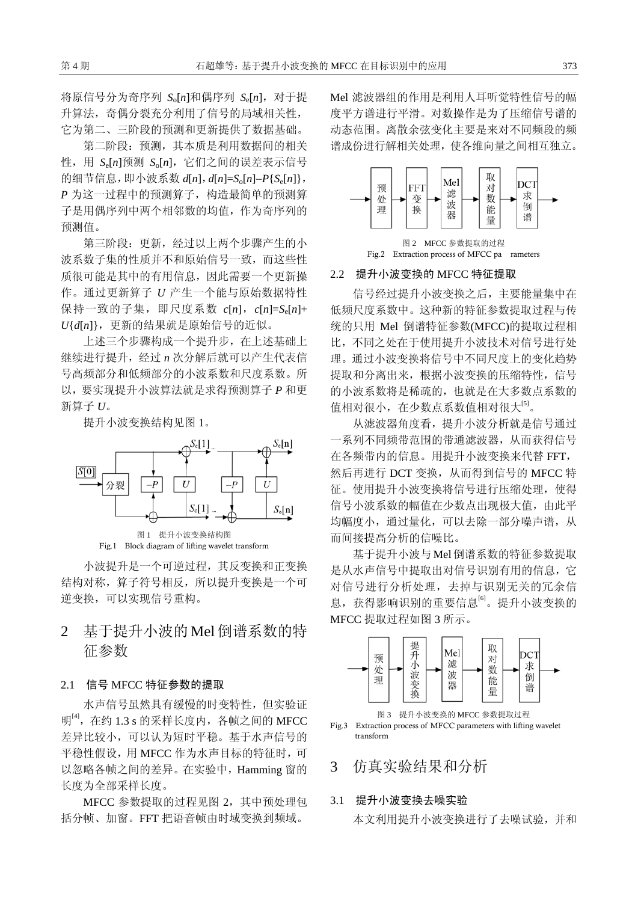将原信号分为奇序列 $S_o[n]$和偶序列 $S_e[n]$，对于提升算法，奇偶分裂充分利用了信号的局域相关性，它为第二、三阶段的预测和更新提供了数据基础。

第二阶段：预测，其本质是利用数据间的相关性，用 $S_e[n]$预测 $S_o[n]$，它们之间的误差表示信号的细节信息，即小波系数 $d[n]$，$d[n]=S_o[n]-P\{S_e[n]\}$，$P$ 为这一过程中的预测算子，构造最简单的预测算子是用偶序列中两个相邻数的均值，作为奇序列的预测值。

第三阶段：更新，经过以上两个步骤产生的小波系数子集的性质并不和原始信号一致，而这些性质很可能是其中的有用信息，因此需要一个更新操作。通过更新算子 $U$ 产生一个能与原始数据特性保持一致的子集，即尺度系数 $c[n]$，$c[n]=S_e[n]+U\{d[n]\}$，更新的结果就是原始信号的近似。

上述三个步骤构成一个提升步，在上述基础上继续进行提升，经过 $n$ 次分解后就可以产生代表信号高频部分和低频部分的小波系数和尺度系数。所以，要实现提升小波算法就是求得预测算子 $P$ 和更新算子 $U$。

提升小波变换结构见图 1。

图 1 提升小波变换结构图
Fig.1 Block diagram of lifting wavelet transform

小波提升是一个可逆过程，其反变换和正变换结构对称，算子符号相反，所以提升变换是一个可逆变换，可以实现信号重构。

## 2 基于提升小波的Mel倒谱系数的特征参数

### 2.1 信号 MFCC 特征参数的提取

水声信号虽然具有缓慢的时变特性，但实验证明[4]，在约 1.3 s 的采样长度内，各帧之间的 MFCC 差异比较小，可以认为短时平稳。基于水声信号的平稳性假设，用 MFCC 作为水声目标的特征时，可以忽略各帧之间的差异。在实验中，Hamming 窗的长度为全部采样长度。

MFCC 参数提取的过程见图 2，其中预处理包括分帧、加窗。FFT 把语音帧由时域变换到频域。Mel 滤波器组的作用是利用人耳听觉特性信号的幅度平方谱进行平滑。对数操作是为了压缩信号谱的动态范围。离散余弦变化主要是来对不同频段的频谱成份进行解相关处理，使各维向量之间相互独立。

图 2 MFCC 参数提取的过程
Fig.2 Extraction process of MFCC pa rameters

### 2.2 提升小波变换的 MFCC 特征提取

信号经过提升小波变换之后，主要能量集中在低频尺度系数中。这种新的特征参数提取过程与传统的只用 Mel 倒谱特征参数(MFCC)的提取过程相比，不同之处在于使用提升小波技术对信号进行处理。通过小波变换将信号中不同尺度上的变化趋势提取和分离出来，根据小波变换的压缩特性，信号的小波系数将是稀疏的，也就是在大多数点系数的值相对很小，在少数点系数值相对很大[5]。

从滤波器角度看，提升小波分析就是信号通过一系列不同频带范围的带通滤波器，从而获得信号在各频带内的信息。用提升小波变换来代替 FFT，然后再进行 DCT 变换，从而得到信号的 MFCC 特征。使用提升小波变换将信号进行压缩处理，使得信号小波系数的幅值在少数点出现极大值，由此平均幅度小，通过量化，可以去除一部分噪声谱，从而间接提高分析的信噪比。

基于提升小波与 Mel 倒谱系数的特征参数提取是从水声信号中提取出对信号识别有用的信息，它对信号进行分析处理，去掉与识别无关的冗余信息，获得影响识别的重要信息[6]。提升小波变换的 MFCC 提取过程如图 3 所示。

图 3 提升小波变换的 MFCC 参数提取过程
Fig.3 Extraction process of MFCC parameters with lifting wavelet transform

## 3 仿真实验结果和分析

### 3.1 提升小波变换去噪实验

本文利用提升小波变换进行了去噪试验，并和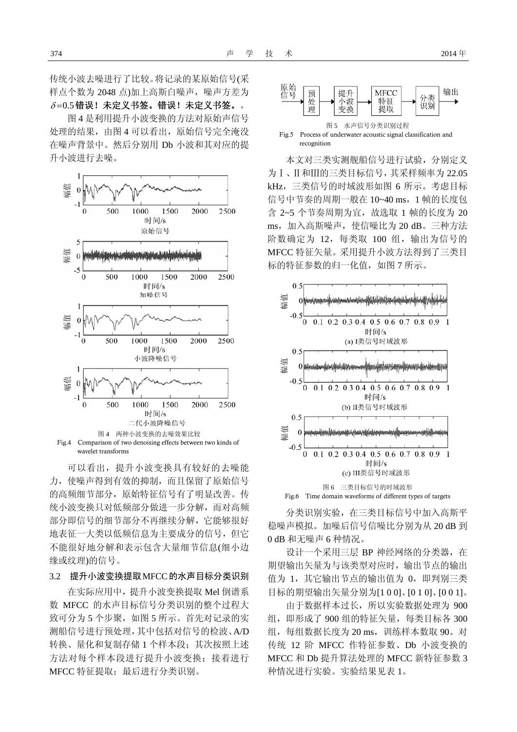传统小波去噪进行了比较。将记录的某原始信号(采样点个数为 2048 点)加上高斯白噪声，噪声方差为 $\delta=0.5$**错误！未定义书签。错误！未定义书签。**。

图 4 是利用提升小波变换的方法对原始声信号处理的结果，由图 4 可以看出，原始信号完全淹没在噪声背景中。然后分别用 Db 小波和其对应的提升小波进行去噪。

图 4　两种小波变换的去噪效果比较

Fig.4　Comparison of two denoising effects between two kinds of wavelet transforms

可以看出，提升小波变换具有较好的去噪能力，使噪声得到有效的抑制，而且保留了原始信号的高频细节部分，原始特征信号有了明显改善。传统小波变换只对低频部分做进一步分解，而对高频部分即信号的细节部分不再继续分解，它能够很好地表征一大类以低频信息为主要成分的信号，但它不能很好地分解和表示包含大量细节信息(细小边缘或纹理)的信号。

### 3.2　提升小波变换提取MFCC的水声目标分类识别

在实际应用中，提升小波变换提取 Mel 倒谱系数 MFCC 的水声目标信号分类识别的整个过程大致可分为 5 个步聚，如图 5 所示。首先对记录的实测船信号进行预处理，其中包括对信号的检波、A/D转换、量化和复制存储 1 个样本段；其次按照上述方法对每个样本段进行提升小波变换；接着进行MFCC 特征提取；最后进行分类识别。

图 5　水声信号分类识别过程

Fig.5　Process of underwater acoustic signal classification and recognition

本文对三类实测舰船信号进行试验，分别定义为Ⅰ、Ⅱ和Ⅲ的三类目标信号，其采样频率为 22.05 kHz，三类信号的时域波形如图 6 所示。考虑目标信号中节奏的周期一般在 10~40 ms，1 帧的长度包含 2~5 个节奏周期为宜，故选取 1 帧的长度为 20 ms，加入高斯噪声，使信噪比为 20 dB。三种方法阶数确定为 12，每类取 100 组，输出为信号的 MFCC 特征矢量。采用提升小波方法得到了三类目标的特征参数的归一化值，如图 7 所示。

图 6　三类目标信号的时域波形

Fig.6　Time domain waveforms of different types of targets

分类识别实验，在三类目标信号中加入高斯平稳噪声模拟。加噪后信号信噪比分别为从 20 dB 到 0 dB 和无噪声 6 种情况。

设计一个采用三层 BP 神经网络的分类器，在期望输出矢量为与该类型对应时，输出节点的输出值为 1，其它输出节点的输出值为 0，即判别三类目标的期望输出矢量分别为[1 0 0]、[0 1 0]、[0 0 1]。

由于数据样本过长，所以实验数据处理为 900 组，即形成了 900 组的特征矢量，每类目标各 300 组，每组数据长度为 20 ms，训练样本数取 90。对传统 12 阶 MFCC 作特征参数、Db 小波变换的 MFCC 和 Db 提升算法处理的 MFCC 新特征参数 3 种情况进行实验。实验结果见表 1。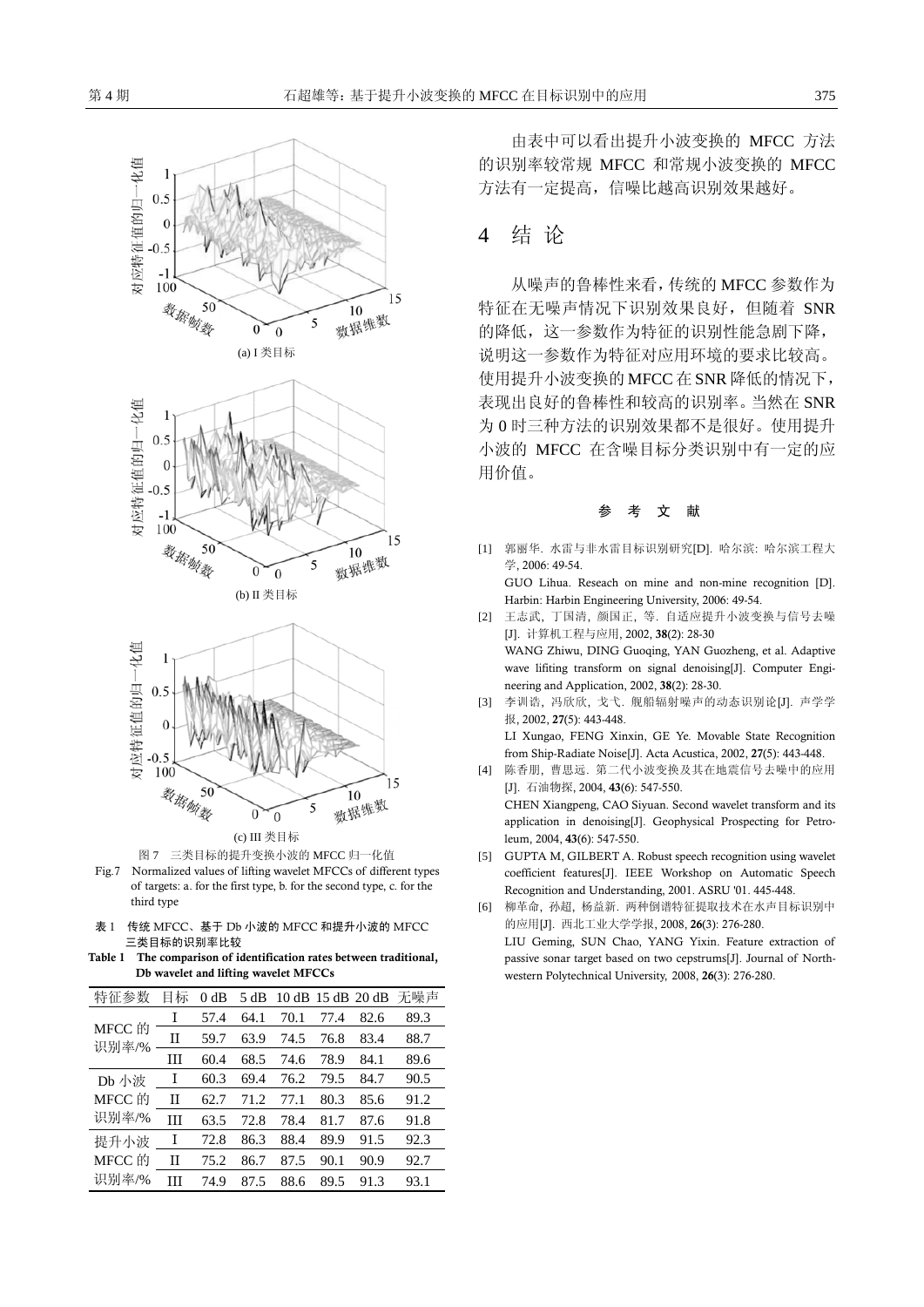对应特征值的归一化值

1

0.5

0

-0.5

-1

100

数据帧数

50

0

0

5

10

15

数据维数

(a) I 类目标

对应特征值的归一化值

1

0.5

0

-0.5

-1

100

数据帧数

50

0

0

5

10

15

数据维数

(b) II 类目标

对应特征值的归一化值

1

0.5

0

-0.5

100

数据帧数

50

0

0

5

10

15

数据维数

(c) III 类目标

图 7　三类目标的提升变换小波的 MFCC 归一化值

Fig.7　Normalized values of lifting wavelet MFCCs of different types of targets: a. for the first type, b. for the second type, c. for the third type

表 1　传统 MFCC、基于 Db 小波的 MFCC 和提升小波的 MFCC 三类目标的识别率比较

Table 1　The comparison of identification rates between traditional, Db wavelet and lifting wavelet MFCCs

| 特征参数 | 目标 | 0 dB | 5 dB | 10 dB | 15 dB | 20 dB | 无噪声 |
|---|---|---|---|---|---|---|---|
| MFCC 的识别率/% | I | 57.4 | 64.1 | 70.1 | 77.4 | 82.6 | 89.3 |
| | II | 59.7 | 63.9 | 74.5 | 76.8 | 83.4 | 88.7 |
| | III | 60.4 | 68.5 | 74.6 | 78.9 | 84.1 | 89.6 |
| Db 小波 MFCC 的识别率/% | I | 60.3 | 69.4 | 76.2 | 79.5 | 84.7 | 90.5 |
| | II | 62.7 | 71.2 | 77.1 | 80.3 | 85.6 | 91.2 |
| | III | 63.5 | 72.8 | 78.4 | 81.7 | 87.6 | 91.8 |
| 提升小波 MFCC 的识别率/% | I | 72.8 | 86.3 | 88.4 | 89.9 | 91.5 | 92.3 |
| | II | 75.2 | 86.7 | 87.5 | 90.1 | 90.9 | 92.7 |
| | III | 74.9 | 87.5 | 88.6 | 89.5 | 91.3 | 93.1 |

由表中可以看出提升小波变换的 MFCC 方法的识别率较常规 MFCC 和常规小波变换的 MFCC 方法有一定提高，信噪比越高识别效果越好。

## 4　结 论

从噪声的鲁棒性来看，传统的 MFCC 参数作为特征在无噪声情况下识别效果良好，但随着 SNR 的降低，这一参数作为特征的识别性能急剧下降，说明这一参数作为特征对应用环境的要求比较高。使用提升小波变换的 MFCC 在 SNR 降低的情况下，表现出良好的鲁棒性和较高的识别率。当然在 SNR 为 0 时三种方法的识别效果都不是很好。使用提升小波的 MFCC 在含噪目标分类识别中有一定的应用价值。

## 参 考 文 献

[1] 郭丽华. 水雷与非水雷目标识别研究[D]. 哈尔滨: 哈尔滨工程大学, 2006: 49-54.
GUO Lihua. Reseach on mine and non-mine recognition [D]. Harbin: Harbin Engineering University, 2006: 49-54.

[2] 王志武, 丁国清, 颜国正, 等. 自适应提升小波变换与信号去噪[J]. 计算机工程与应用, 2002, **38**(2): 28-30
WANG Zhiwu, DING Guoqing, YAN Guozheng, et al. Adaptive wave lifiting transform on signal denoising[J]. Computer Engineering and Application, 2002, **38**(2): 28-30.

[3] 李训诰, 冯欣欣, 戈弋. 舰船辐射噪声的动态识别论[J]. 声学学报, 2002, **27**(5): 443-448.
LI Xungao, FENG Xinxin, GE Ye. Movable State Recognition from Ship-Radiate Noise[J]. Acta Acustica, 2002, **27**(5): 443-448.

[4] 陈香朋, 曹思远. 第二代小波变换及其在地震信号去噪中的应用[J]. 石油物探, 2004, **43**(6): 547-550.
CHEN Xiangpeng, CAO Siyuan. Second wavelet transform and its application in denoising[J]. Geophysical Prospecting for Petroleum, 2004, **43**(6): 547-550.

[5] GUPTA M, GILBERT A. Robust speech recognition using wavelet coefficient features[J]. IEEE Workshop on Automatic Speech Recognition and Understanding, 2001. ASRU '01. 445-448.

[6] 柳革命, 孙超, 杨益新. 两种倒谱特征提取技术在水声目标识别中的应用[J]. 西北工业大学学报, 2008, **26**(3): 276-280.
LIU Geming, SUN Chao, YANG Yixin. Feature extraction of passive sonar target based on two cepstrums[J]. Journal of Northwestern Polytechnical University, 2008, **26**(3): 276-280.